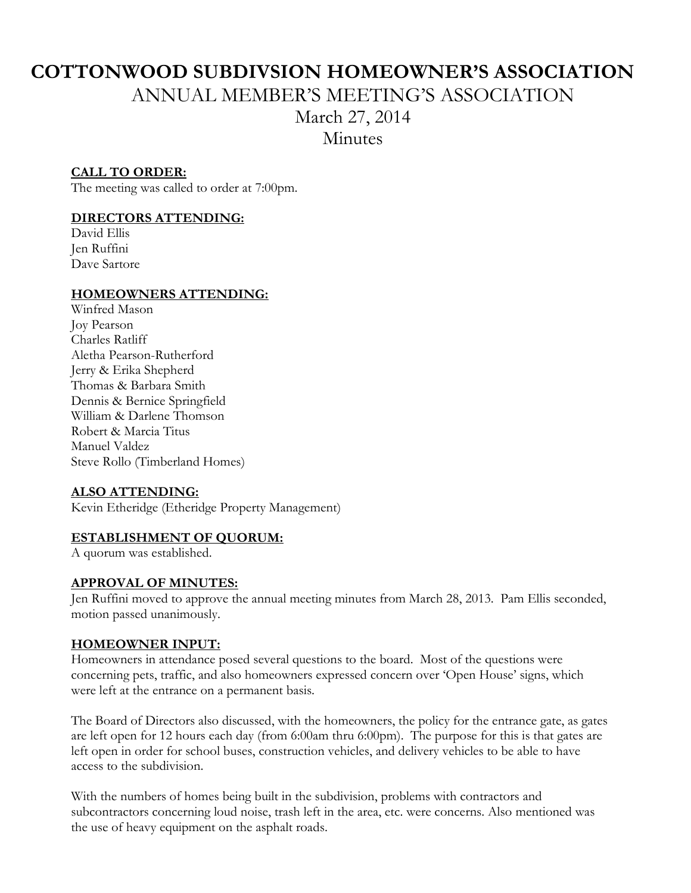# COTTONWOOD SUBDIVSION HOMEOWNER'S ASSOCIATION

## ANNUAL MEMBER'S MEETING'S ASSOCIATION

## March 27, 2014

## Minutes

**CALL TO ORDER:**

The meeting was called to order at 7:00pm.

**DIRECTORS ATTENDING:**

David Ellis
Jen Ruffini
Dave Sartore

**HOMEOWNERS ATTENDING:**

Winfred Mason
Joy Pearson
Charles Ratliff
Aletha Pearson-Rutherford
Jerry & Erika Shepherd
Thomas & Barbara Smith
Dennis & Bernice Springfield
William & Darlene Thomson
Robert & Marcia Titus
Manuel Valdez
Steve Rollo (Timberland Homes)

**ALSO ATTENDING:**

Kevin Etheridge (Etheridge Property Management)

**ESTABLISHMENT OF QUORUM:**

A quorum was established.

**APPROVAL OF MINUTES:**

Jen Ruffini moved to approve the annual meeting minutes from March 28, 2013. Pam Ellis seconded, motion passed unanimously.

**HOMEOWNER INPUT:**

Homeowners in attendance posed several questions to the board. Most of the questions were concerning pets, traffic, and also homeowners expressed concern over 'Open House' signs, which were left at the entrance on a permanent basis.

The Board of Directors also discussed, with the homeowners, the policy for the entrance gate, as gates are left open for 12 hours each day (from 6:00am thru 6:00pm). The purpose for this is that gates are left open in order for school buses, construction vehicles, and delivery vehicles to be able to have access to the subdivision.

With the numbers of homes being built in the subdivision, problems with contractors and subcontractors concerning loud noise, trash left in the area, etc. were concerns. Also mentioned was the use of heavy equipment on the asphalt roads.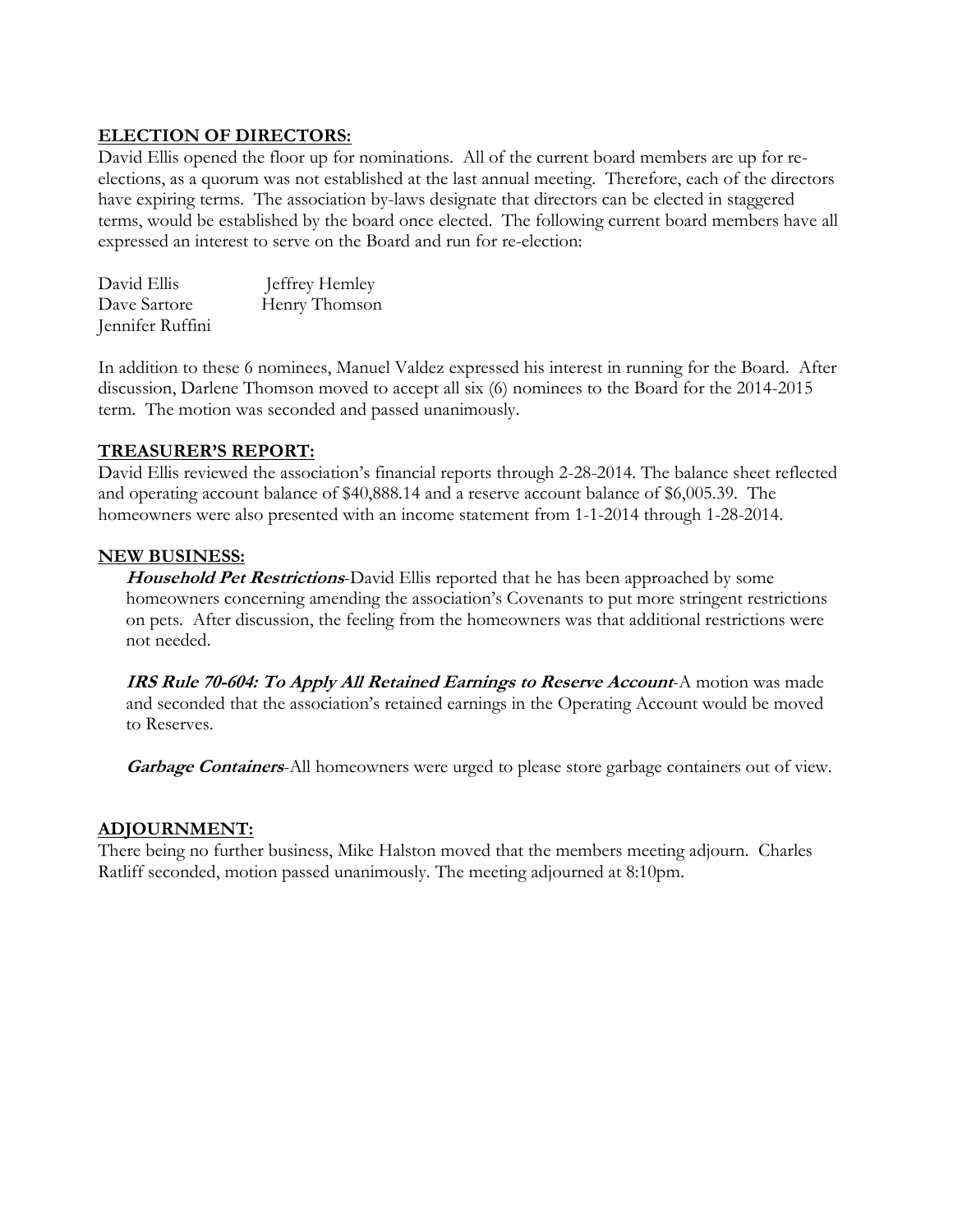**ELECTION OF DIRECTORS:**

David Ellis opened the floor up for nominations. All of the current board members are up for re-elections, as a quorum was not established at the last annual meeting. Therefore, each of the directors have expiring terms. The association by-laws designate that directors can be elected in staggered terms, would be established by the board once elected. The following current board members have all expressed an interest to serve on the Board and run for re-election:

| | |
|---|---|
| David Ellis | Jeffrey Hemley |
| Dave Sartore | Henry Thomson |
| Jennifer Ruffini | |

In addition to these 6 nominees, Manuel Valdez expressed his interest in running for the Board. After discussion, Darlene Thomson moved to accept all six (6) nominees to the Board for the 2014-2015 term. The motion was seconded and passed unanimously.

**TREASURER'S REPORT:**

David Ellis reviewed the association's financial reports through 2-28-2014. The balance sheet reflected and operating account balance of $40,888.14 and a reserve account balance of $6,005.39. The homeowners were also presented with an income statement from 1-1-2014 through 1-28-2014.

**NEW BUSINESS:**

***Household Pet Restrictions***-David Ellis reported that he has been approached by some homeowners concerning amending the association's Covenants to put more stringent restrictions on pets. After discussion, the feeling from the homeowners was that additional restrictions were not needed.

***IRS Rule 70-604: To Apply All Retained Earnings to Reserve Account***-A motion was made and seconded that the association's retained earnings in the Operating Account would be moved to Reserves.

***Garbage Containers***-All homeowners were urged to please store garbage containers out of view.

**ADJOURNMENT:**

There being no further business, Mike Halston moved that the members meeting adjourn. Charles Ratliff seconded, motion passed unanimously. The meeting adjourned at 8:10pm.